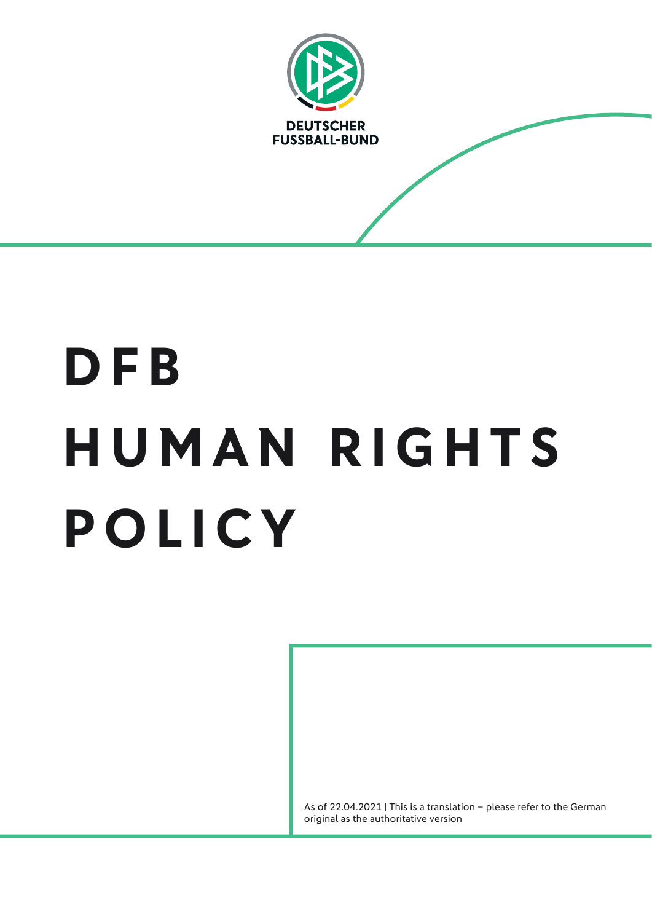DEUTSCHER FUSSBALL-BUND

# DFB HUMAN RIGHTS POLICY

As of 22.04.2021 | This is a translation – please refer to the German original as the authoritative version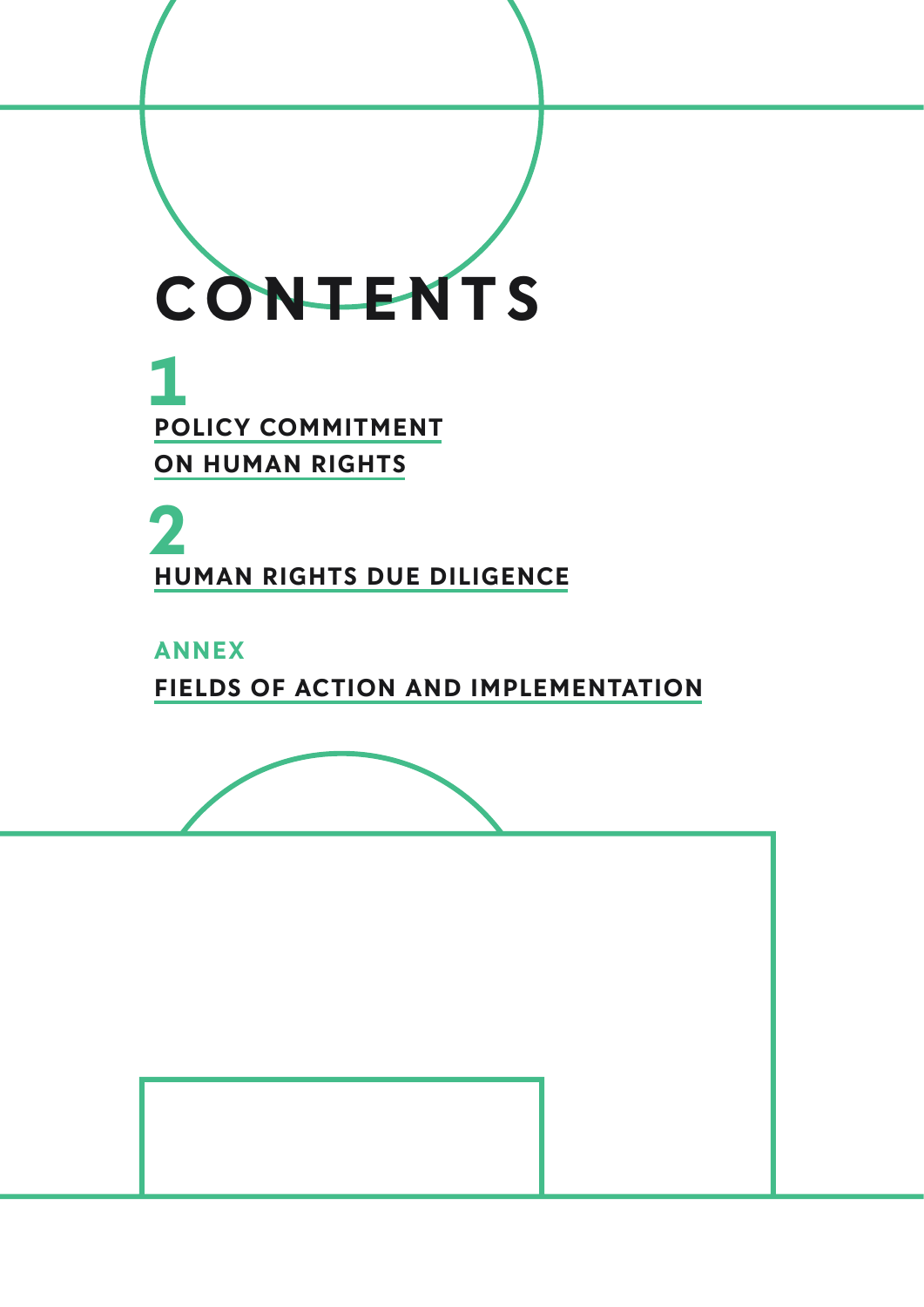# CONTENTS

## 1
**POLICY COMMITMENT ON HUMAN RIGHTS**

## 2
**HUMAN RIGHTS DUE DILIGENCE**

## ANNEX
**FIELDS OF ACTION AND IMPLEMENTATION**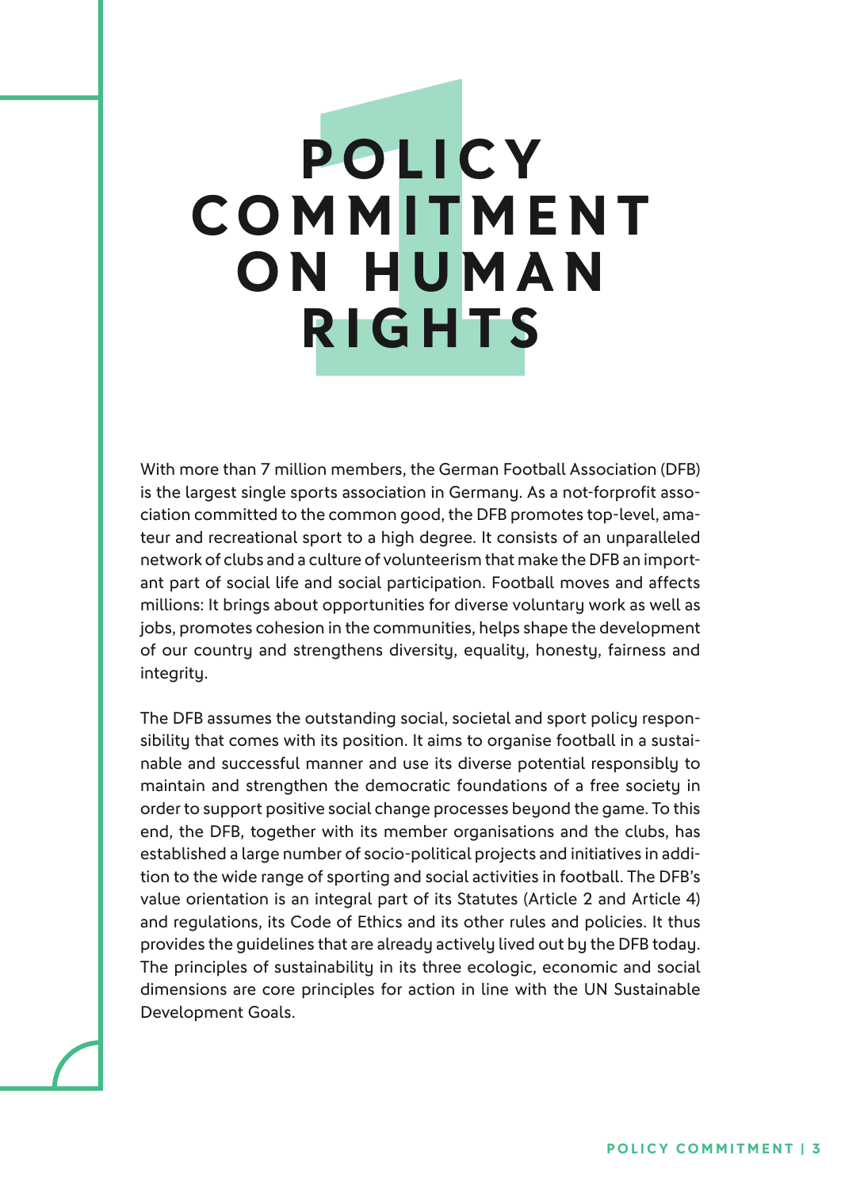# POLICY COMMITMENT ON HUMAN RIGHTS

With more than 7 million members, the German Football Association (DFB) is the largest single sports association in Germany. As a not-forprofit association committed to the common good, the DFB promotes top-level, amateur and recreational sport to a high degree. It consists of an unparalleled network of clubs and a culture of volunteerism that make the DFB an important part of social life and social participation. Football moves and affects millions: It brings about opportunities for diverse voluntary work as well as jobs, promotes cohesion in the communities, helps shape the development of our country and strengthens diversity, equality, honesty, fairness and integrity.

The DFB assumes the outstanding social, societal and sport policy responsibility that comes with its position. It aims to organise football in a sustainable and successful manner and use its diverse potential responsibly to maintain and strengthen the democratic foundations of a free society in order to support positive social change processes beyond the game. To this end, the DFB, together with its member organisations and the clubs, has established a large number of socio-political projects and initiatives in addition to the wide range of sporting and social activities in football. The DFB's value orientation is an integral part of its Statutes (Article 2 and Article 4) and regulations, its Code of Ethics and its other rules and policies. It thus provides the guidelines that are already actively lived out by the DFB today. The principles of sustainability in its three ecologic, economic and social dimensions are core principles for action in line with the UN Sustainable Development Goals.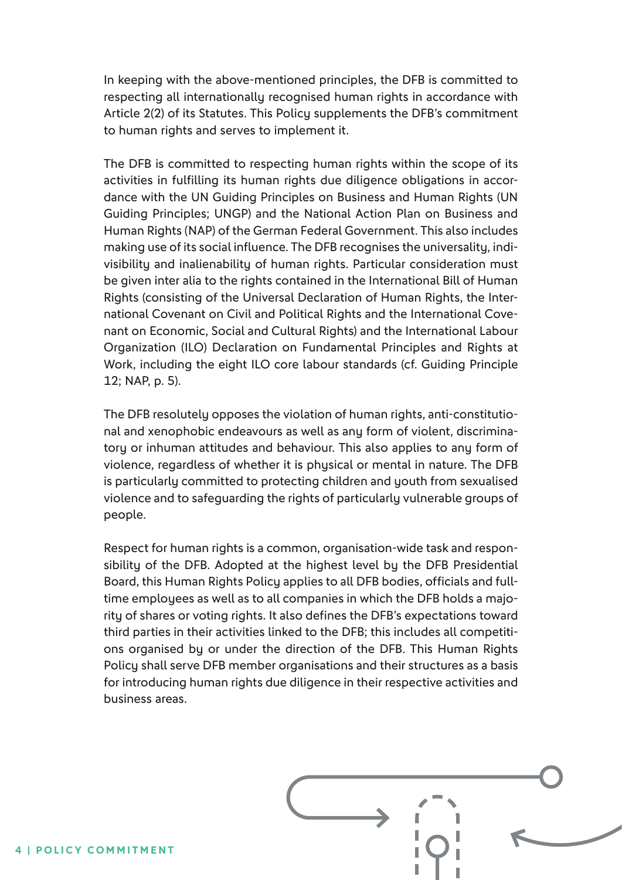In keeping with the above-mentioned principles, the DFB is committed to respecting all internationally recognised human rights in accordance with Article 2(2) of its Statutes. This Policy supplements the DFB's commitment to human rights and serves to implement it.

The DFB is committed to respecting human rights within the scope of its activities in fulfilling its human rights due diligence obligations in accordance with the UN Guiding Principles on Business and Human Rights (UN Guiding Principles; UNGP) and the National Action Plan on Business and Human Rights (NAP) of the German Federal Government. This also includes making use of its social influence. The DFB recognises the universality, indivisibility and inalienability of human rights. Particular consideration must be given inter alia to the rights contained in the International Bill of Human Rights (consisting of the Universal Declaration of Human Rights, the International Covenant on Civil and Political Rights and the International Covenant on Economic, Social and Cultural Rights) and the International Labour Organization (ILO) Declaration on Fundamental Principles and Rights at Work, including the eight ILO core labour standards (cf. Guiding Principle 12; NAP, p. 5).

The DFB resolutely opposes the violation of human rights, anti-constitutional and xenophobic endeavours as well as any form of violent, discriminatory or inhuman attitudes and behaviour. This also applies to any form of violence, regardless of whether it is physical or mental in nature. The DFB is particularly committed to protecting children and youth from sexualised violence and to safeguarding the rights of particularly vulnerable groups of people.

Respect for human rights is a common, organisation-wide task and responsibility of the DFB. Adopted at the highest level by the DFB Presidential Board, this Human Rights Policy applies to all DFB bodies, officials and full-time employees as well as to all companies in which the DFB holds a majority of shares or voting rights. It also defines the DFB's expectations toward third parties in their activities linked to the DFB; this includes all competitions organised by or under the direction of the DFB. This Human Rights Policy shall serve DFB member organisations and their structures as a basis for introducing human rights due diligence in their respective activities and business areas.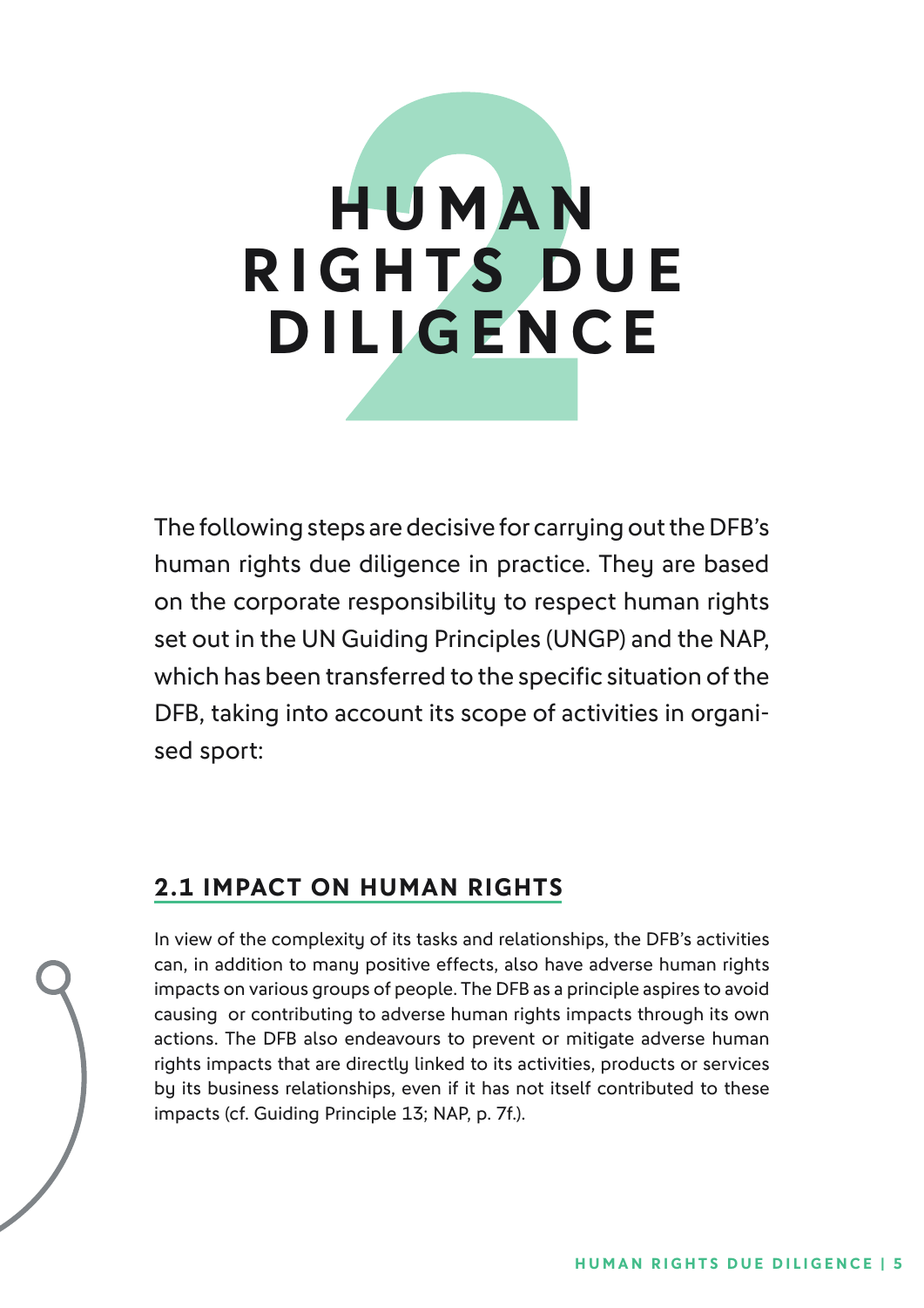# 2 HUMAN RIGHTS DUE DILIGENCE

The following steps are decisive for carrying out the DFB's human rights due diligence in practice. They are based on the corporate responsibility to respect human rights set out in the UN Guiding Principles (UNGP) and the NAP, which has been transferred to the specific situation of the DFB, taking into account its scope of activities in organised sport:

## 2.1 IMPACT ON HUMAN RIGHTS

In view of the complexity of its tasks and relationships, the DFB's activities can, in addition to many positive effects, also have adverse human rights impacts on various groups of people. The DFB as a principle aspires to avoid causing or contributing to adverse human rights impacts through its own actions. The DFB also endeavours to prevent or mitigate adverse human rights impacts that are directly linked to its activities, products or services by its business relationships, even if it has not itself contributed to these impacts (cf. Guiding Principle 13; NAP, p. 7f.).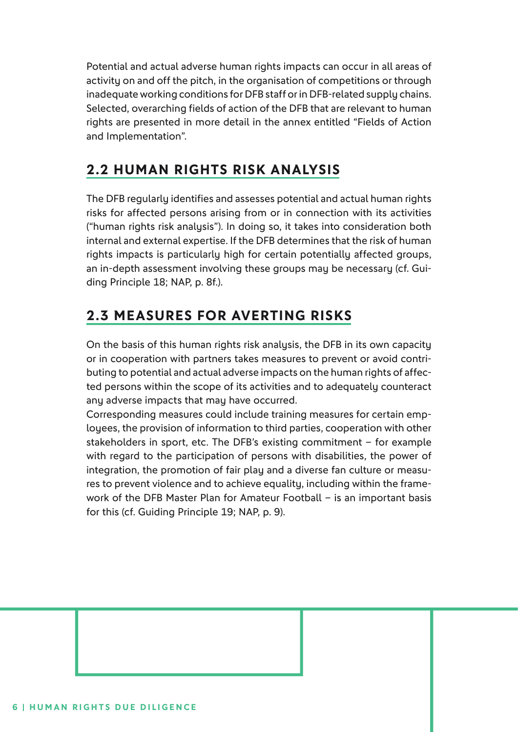Potential and actual adverse human rights impacts can occur in all areas of activity on and off the pitch, in the organisation of competitions or through inadequate working conditions for DFB staff or in DFB-related supply chains. Selected, overarching fields of action of the DFB that are relevant to human rights are presented in more detail in the annex entitled “Fields of Action and Implementation”.

## 2.2 HUMAN RIGHTS RISK ANALYSIS

The DFB regularly identifies and assesses potential and actual human rights risks for affected persons arising from or in connection with its activities (“human rights risk analysis”). In doing so, it takes into consideration both internal and external expertise. If the DFB determines that the risk of human rights impacts is particularly high for certain potentially affected groups, an in-depth assessment involving these groups may be necessary (cf. Guiding Principle 18; NAP, p. 8f.).

## 2.3 MEASURES FOR AVERTING RISKS

On the basis of this human rights risk analysis, the DFB in its own capacity or in cooperation with partners takes measures to prevent or avoid contributing to potential and actual adverse impacts on the human rights of affected persons within the scope of its activities and to adequately counteract any adverse impacts that may have occurred.

Corresponding measures could include training measures for certain employees, the provision of information to third parties, cooperation with other stakeholders in sport, etc. The DFB’s existing commitment – for example with regard to the participation of persons with disabilities, the power of integration, the promotion of fair play and a diverse fan culture or measures to prevent violence and to achieve equality, including within the framework of the DFB Master Plan for Amateur Football – is an important basis for this (cf. Guiding Principle 19; NAP, p. 9).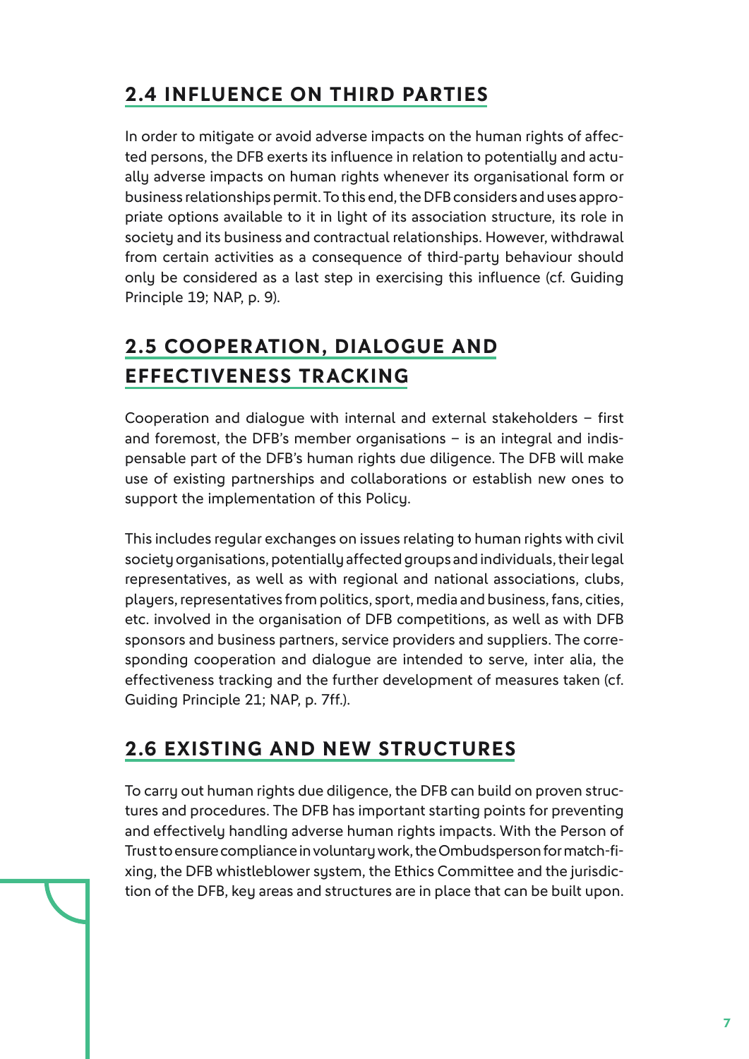## 2.4 INFLUENCE ON THIRD PARTIES

In order to mitigate or avoid adverse impacts on the human rights of affected persons, the DFB exerts its influence in relation to potentially and actually adverse impacts on human rights whenever its organisational form or business relationships permit. To this end, the DFB considers and uses appropriate options available to it in light of its association structure, its role in society and its business and contractual relationships. However, withdrawal from certain activities as a consequence of third-party behaviour should only be considered as a last step in exercising this influence (cf. Guiding Principle 19; NAP, p. 9).

## 2.5 COOPERATION, DIALOGUE AND EFFECTIVENESS TRACKING

Cooperation and dialogue with internal and external stakeholders – first and foremost, the DFB's member organisations – is an integral and indispensable part of the DFB's human rights due diligence. The DFB will make use of existing partnerships and collaborations or establish new ones to support the implementation of this Policy.

This includes regular exchanges on issues relating to human rights with civil society organisations, potentially affected groups and individuals, their legal representatives, as well as with regional and national associations, clubs, players, representatives from politics, sport, media and business, fans, cities, etc. involved in the organisation of DFB competitions, as well as with DFB sponsors and business partners, service providers and suppliers. The corresponding cooperation and dialogue are intended to serve, inter alia, the effectiveness tracking and the further development of measures taken (cf. Guiding Principle 21; NAP, p. 7ff.).

## 2.6 EXISTING AND NEW STRUCTURES

To carry out human rights due diligence, the DFB can build on proven structures and procedures. The DFB has important starting points for preventing and effectively handling adverse human rights impacts. With the Person of Trust to ensure compliance in voluntary work, the Ombudsperson for match-fixing, the DFB whistleblower system, the Ethics Committee and the jurisdiction of the DFB, key areas and structures are in place that can be built upon.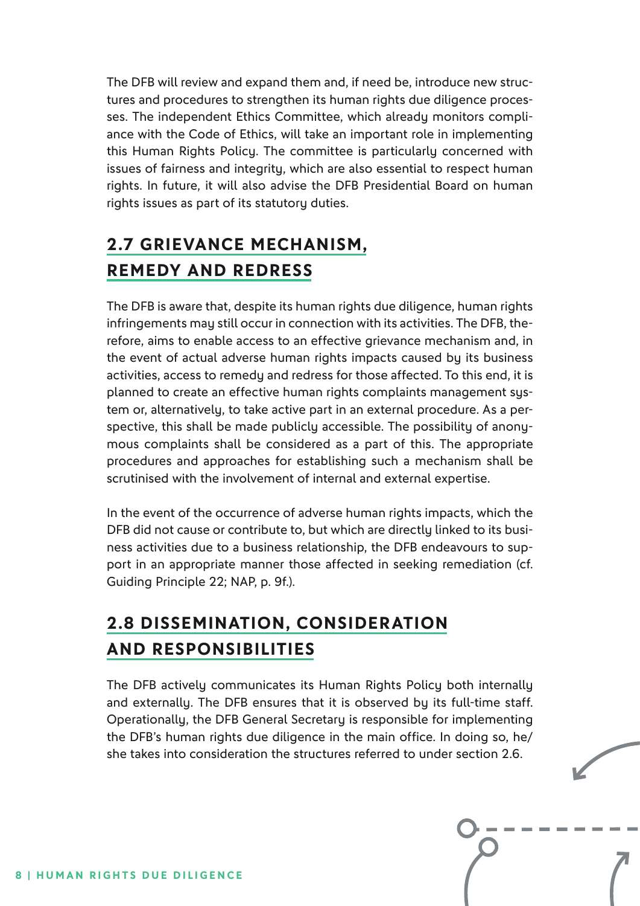The DFB will review and expand them and, if need be, introduce new structures and procedures to strengthen its human rights due diligence processes. The independent Ethics Committee, which already monitors compliance with the Code of Ethics, will take an important role in implementing this Human Rights Policy. The committee is particularly concerned with issues of fairness and integrity, which are also essential to respect human rights. In future, it will also advise the DFB Presidential Board on human rights issues as part of its statutory duties.

## 2.7 GRIEVANCE MECHANISM, REMEDY AND REDRESS

The DFB is aware that, despite its human rights due diligence, human rights infringements may still occur in connection with its activities. The DFB, therefore, aims to enable access to an effective grievance mechanism and, in the event of actual adverse human rights impacts caused by its business activities, access to remedy and redress for those affected. To this end, it is planned to create an effective human rights complaints management system or, alternatively, to take active part in an external procedure. As a perspective, this shall be made publicly accessible. The possibility of anonymous complaints shall be considered as a part of this. The appropriate procedures and approaches for establishing such a mechanism shall be scrutinised with the involvement of internal and external expertise.

In the event of the occurrence of adverse human rights impacts, which the DFB did not cause or contribute to, but which are directly linked to its business activities due to a business relationship, the DFB endeavours to support in an appropriate manner those affected in seeking remediation (cf. Guiding Principle 22; NAP, p. 9f.).

## 2.8 DISSEMINATION, CONSIDERATION AND RESPONSIBILITIES

The DFB actively communicates its Human Rights Policy both internally and externally. The DFB ensures that it is observed by its full-time staff. Operationally, the DFB General Secretary is responsible for implementing the DFB's human rights due diligence in the main office. In doing so, he/she takes into consideration the structures referred to under section 2.6.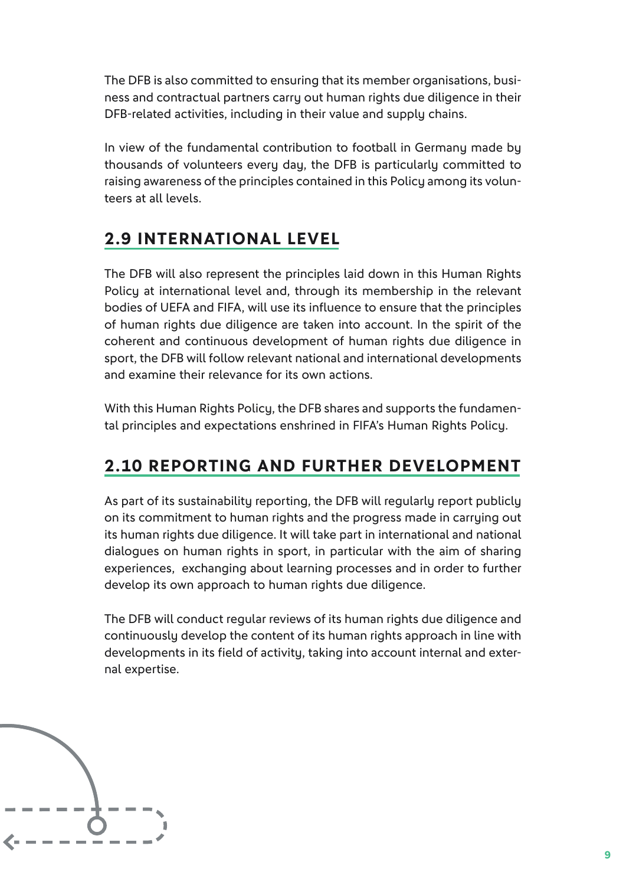The DFB is also committed to ensuring that its member organisations, business and contractual partners carry out human rights due diligence in their DFB-related activities, including in their value and supply chains.

In view of the fundamental contribution to football in Germany made by thousands of volunteers every day, the DFB is particularly committed to raising awareness of the principles contained in this Policy among its volunteers at all levels.

## 2.9 INTERNATIONAL LEVEL

The DFB will also represent the principles laid down in this Human Rights Policy at international level and, through its membership in the relevant bodies of UEFA and FIFA, will use its influence to ensure that the principles of human rights due diligence are taken into account. In the spirit of the coherent and continuous development of human rights due diligence in sport, the DFB will follow relevant national and international developments and examine their relevance for its own actions.

With this Human Rights Policy, the DFB shares and supports the fundamental principles and expectations enshrined in FIFA's Human Rights Policy.

## 2.10 REPORTING AND FURTHER DEVELOPMENT

As part of its sustainability reporting, the DFB will regularly report publicly on its commitment to human rights and the progress made in carrying out its human rights due diligence. It will take part in international and national dialogues on human rights in sport, in particular with the aim of sharing experiences, exchanging about learning processes and in order to further develop its own approach to human rights due diligence.

The DFB will conduct regular reviews of its human rights due diligence and continuously develop the content of its human rights approach in line with developments in its field of activity, taking into account internal and external expertise.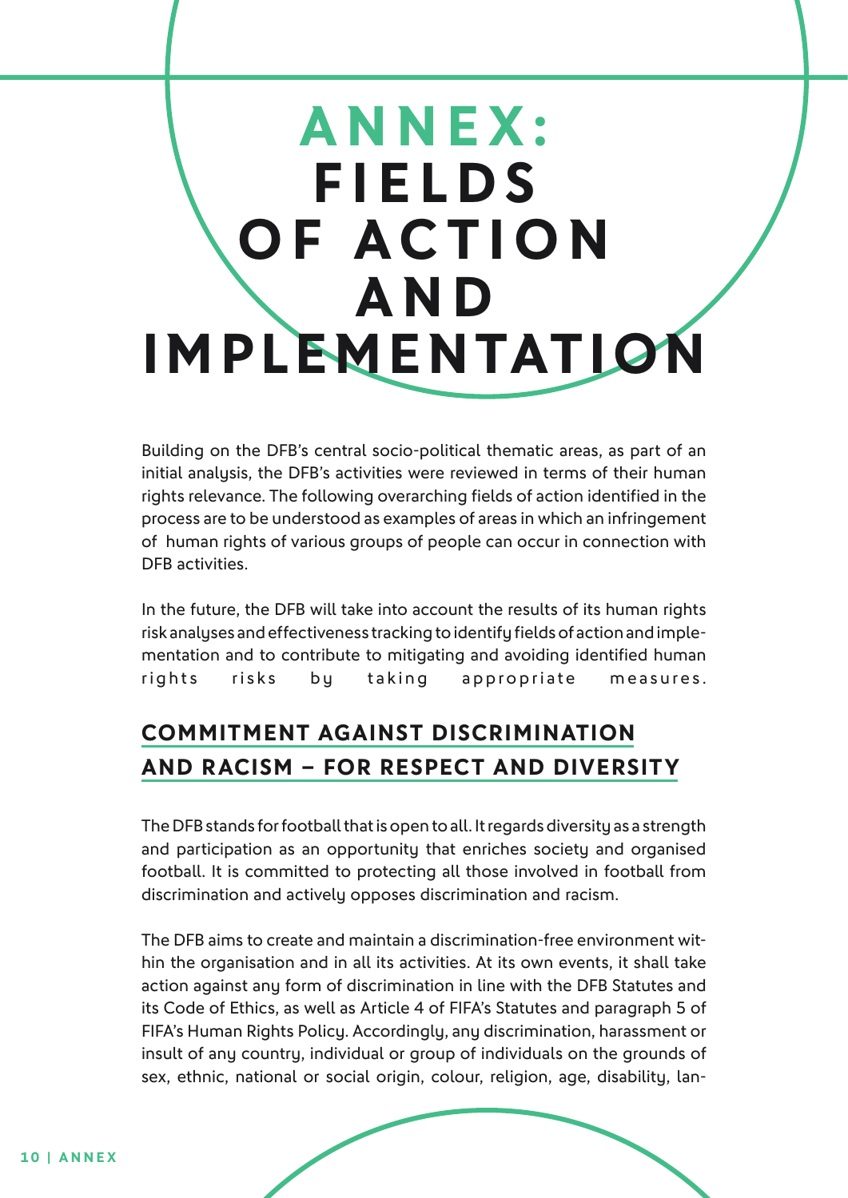# ANNEX: FIELDS OF ACTION AND IMPLEMENTATION

Building on the DFB's central socio-political thematic areas, as part of an initial analysis, the DFB's activities were reviewed in terms of their human rights relevance. The following overarching fields of action identified in the process are to be understood as examples of areas in which an infringement of human rights of various groups of people can occur in connection with DFB activities.

In the future, the DFB will take into account the results of its human rights risk analyses and effectiveness tracking to identify fields of action and implementation and to contribute to mitigating and avoiding identified human rights risks by taking appropriate measures.

## COMMITMENT AGAINST DISCRIMINATION AND RACISM – FOR RESPECT AND DIVERSITY

The DFB stands for football that is open to all. It regards diversity as a strength and participation as an opportunity that enriches society and organised football. It is committed to protecting all those involved in football from discrimination and actively opposes discrimination and racism.

The DFB aims to create and maintain a discrimination-free environment within the organisation and in all its activities. At its own events, it shall take action against any form of discrimination in line with the DFB Statutes and its Code of Ethics, as well as Article 4 of FIFA's Statutes and paragraph 5 of FIFA's Human Rights Policy. Accordingly, any discrimination, harassment or insult of any country, individual or group of individuals on the grounds of sex, ethnic, national or social origin, colour, religion, age, disability, lan-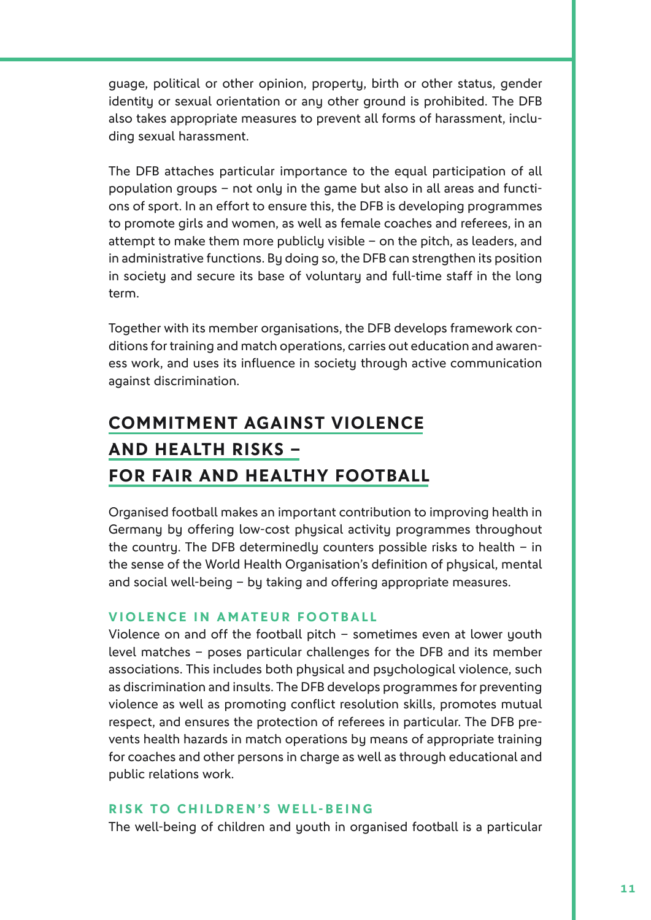guage, political or other opinion, property, birth or other status, gender identity or sexual orientation or any other ground is prohibited. The DFB also takes appropriate measures to prevent all forms of harassment, including sexual harassment.

The DFB attaches particular importance to the equal participation of all population groups – not only in the game but also in all areas and functions of sport. In an effort to ensure this, the DFB is developing programmes to promote girls and women, as well as female coaches and referees, in an attempt to make them more publicly visible – on the pitch, as leaders, and in administrative functions. By doing so, the DFB can strengthen its position in society and secure its base of voluntary and full-time staff in the long term.

Together with its member organisations, the DFB develops framework conditions for training and match operations, carries out education and awareness work, and uses its influence in society through active communication against discrimination.

## COMMITMENT AGAINST VIOLENCE AND HEALTH RISKS – FOR FAIR AND HEALTHY FOOTBALL

Organised football makes an important contribution to improving health in Germany by offering low-cost physical activity programmes throughout the country. The DFB determinedly counters possible risks to health – in the sense of the World Health Organisation's definition of physical, mental and social well-being – by taking and offering appropriate measures.

### VIOLENCE IN AMATEUR FOOTBALL

Violence on and off the football pitch – sometimes even at lower youth level matches – poses particular challenges for the DFB and its member associations. This includes both physical and psychological violence, such as discrimination and insults. The DFB develops programmes for preventing violence as well as promoting conflict resolution skills, promotes mutual respect, and ensures the protection of referees in particular. The DFB prevents health hazards in match operations by means of appropriate training for coaches and other persons in charge as well as through educational and public relations work.

### RISK TO CHILDREN'S WELL-BEING

The well-being of children and youth in organised football is a particular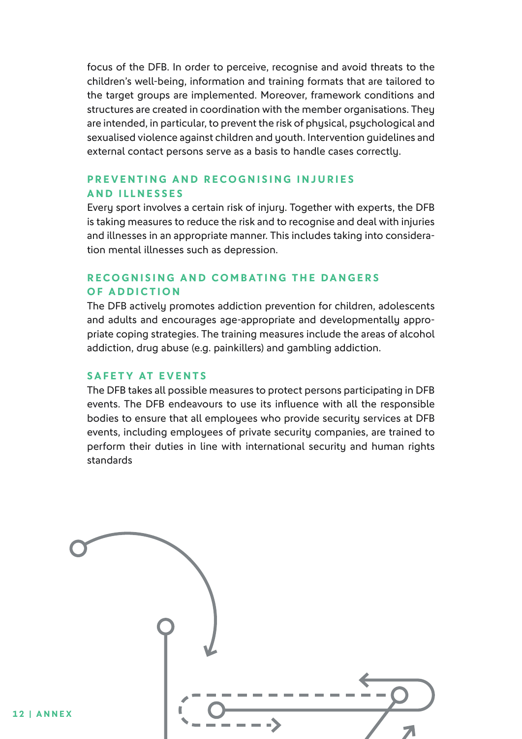focus of the DFB. In order to perceive, recognise and avoid threats to the children's well-being, information and training formats that are tailored to the target groups are implemented. Moreover, framework conditions and structures are created in coordination with the member organisations. They are intended, in particular, to prevent the risk of physical, psychological and sexualised violence against children and youth. Intervention guidelines and external contact persons serve as a basis to handle cases correctly.

### PREVENTING AND RECOGNISING INJURIES AND ILLNESSES

Every sport involves a certain risk of injury. Together with experts, the DFB is taking measures to reduce the risk and to recognise and deal with injuries and illnesses in an appropriate manner. This includes taking into consideration mental illnesses such as depression.

### RECOGNISING AND COMBATING THE DANGERS OF ADDICTION

The DFB actively promotes addiction prevention for children, adolescents and adults and encourages age-appropriate and developmentally appropriate coping strategies. The training measures include the areas of alcohol addiction, drug abuse (e.g. painkillers) and gambling addiction.

### SAFETY AT EVENTS

The DFB takes all possible measures to protect persons participating in DFB events. The DFB endeavours to use its influence with all the responsible bodies to ensure that all employees who provide security services at DFB events, including employees of private security companies, are trained to perform their duties in line with international security and human rights standards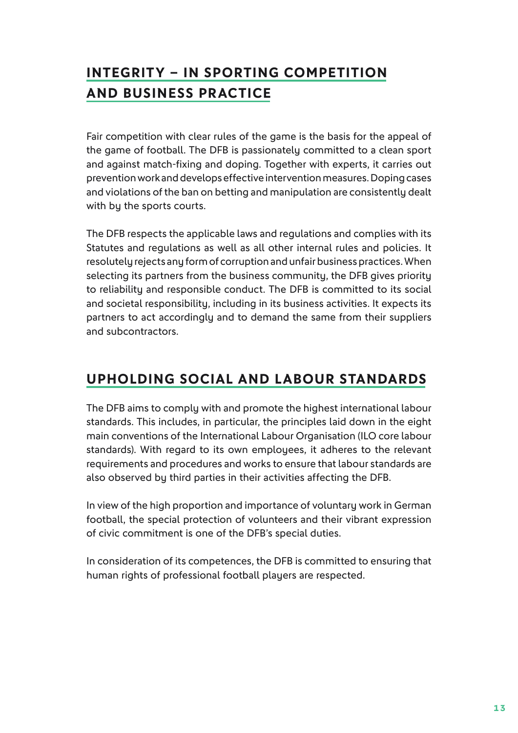## INTEGRITY – IN SPORTING COMPETITION AND BUSINESS PRACTICE

Fair competition with clear rules of the game is the basis for the appeal of the game of football. The DFB is passionately committed to a clean sport and against match-fixing and doping. Together with experts, it carries out prevention work and develops effective intervention measures. Doping cases and violations of the ban on betting and manipulation are consistently dealt with by the sports courts.

The DFB respects the applicable laws and regulations and complies with its Statutes and regulations as well as all other internal rules and policies. It resolutely rejects any form of corruption and unfair business practices. When selecting its partners from the business community, the DFB gives priority to reliability and responsible conduct. The DFB is committed to its social and societal responsibility, including in its business activities. It expects its partners to act accordingly and to demand the same from their suppliers and subcontractors.

## UPHOLDING SOCIAL AND LABOUR STANDARDS

The DFB aims to comply with and promote the highest international labour standards. This includes, in particular, the principles laid down in the eight main conventions of the International Labour Organisation (ILO core labour standards). With regard to its own employees, it adheres to the relevant requirements and procedures and works to ensure that labour standards are also observed by third parties in their activities affecting the DFB.

In view of the high proportion and importance of voluntary work in German football, the special protection of volunteers and their vibrant expression of civic commitment is one of the DFB's special duties.

In consideration of its competences, the DFB is committed to ensuring that human rights of professional football players are respected.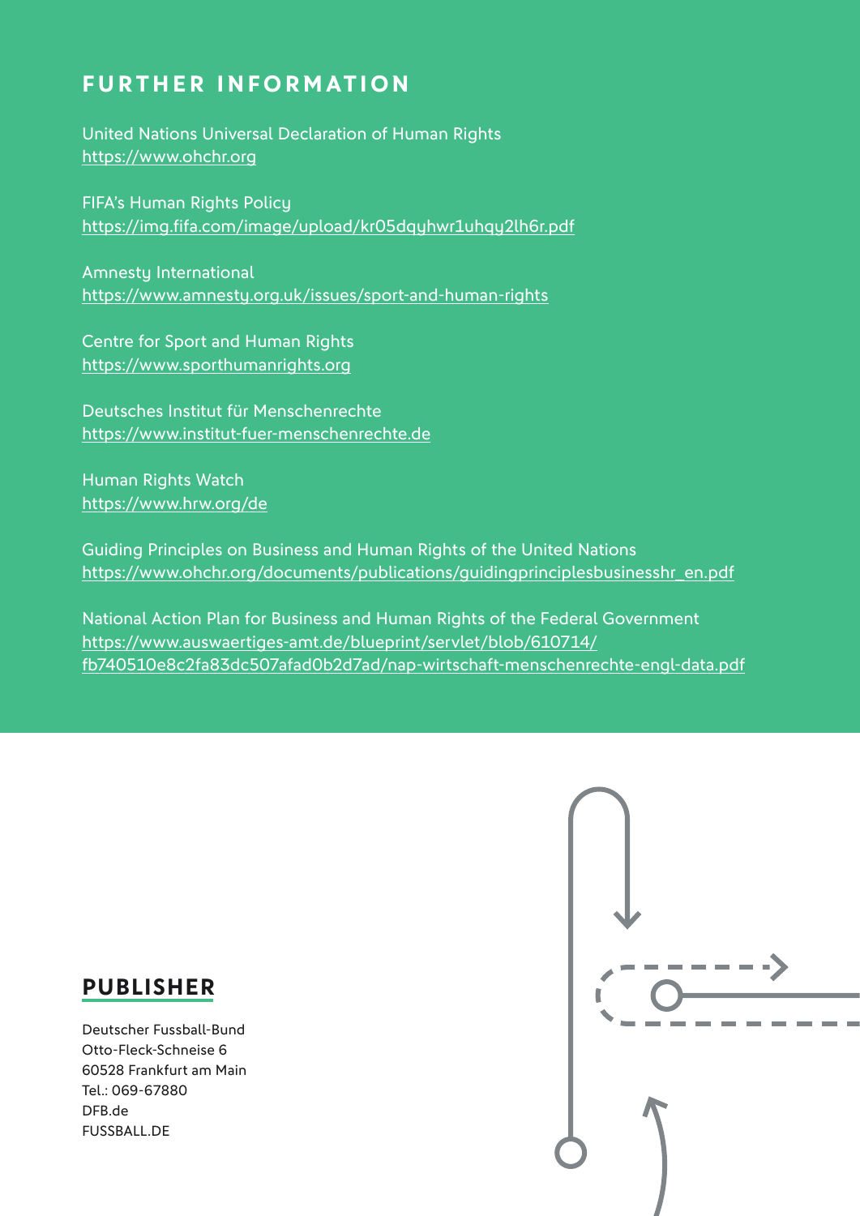## FURTHER INFORMATION

United Nations Universal Declaration of Human Rights
https://www.ohchr.org

FIFA's Human Rights Policy
https://img.fifa.com/image/upload/kr05dqyhwr1uhqy2lh6r.pdf

Amnesty International
https://www.amnesty.org.uk/issues/sport-and-human-rights

Centre for Sport and Human Rights
https://www.sporthumanrights.org

Deutsches Institut für Menschenrechte
https://www.institut-fuer-menschenrechte.de

Human Rights Watch
https://www.hrw.org/de

Guiding Principles on Business and Human Rights of the United Nations
https://www.ohchr.org/documents/publications/guidingprinciplesbusinesshr_en.pdf

National Action Plan for Business and Human Rights of the Federal Government
https://www.auswaertiges-amt.de/blueprint/servlet/blob/610714/fb740510e8c2fa83dc507afad0b2d7ad/nap-wirtschaft-menschenrechte-engl-data.pdf

## PUBLISHER

Deutscher Fussball-Bund
Otto-Fleck-Schneise 6
60528 Frankfurt am Main
Tel.: 069-67880
DFB.de
FUSSBALL.DE